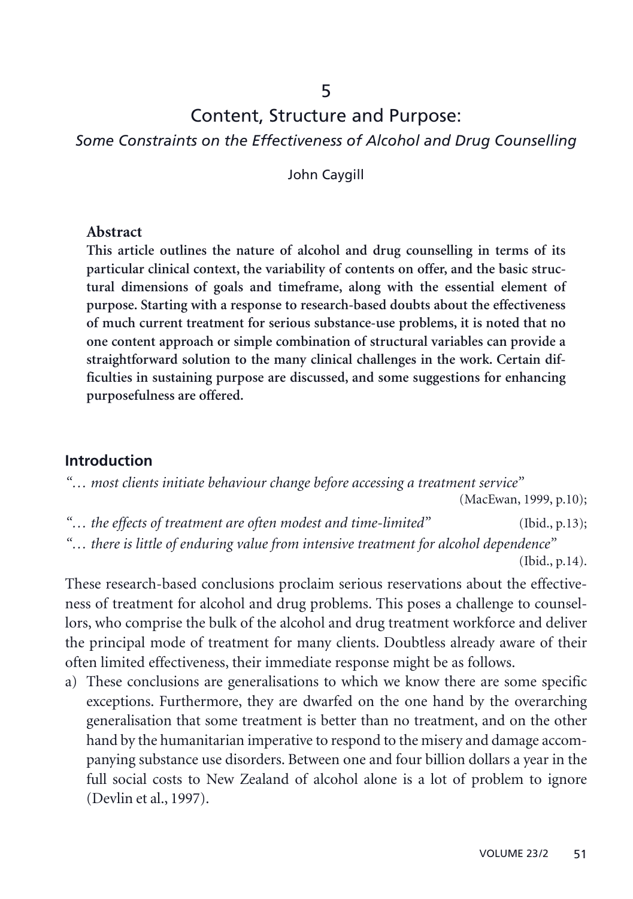5

# Content, Structure and Purpose:

## *Some Constraints on the Effectiveness of Alcohol and Drug Counselling*

John Caygill

**Abstract**

**This article outlines the nature of alcohol and drug counselling in terms of its particular clinical context, the variability of contents on offer, and the basic structural dimensions of goals and timeframe, along with the essential element of purpose. Starting with a response to research-based doubts about the effectiveness of much current treatment for serious substance-use problems, it is noted that no one content approach or simple combination of structural variables can provide a straightforward solution to the many clinical challenges in the work. Certain difficulties in sustaining purpose are discussed, and some suggestions for enhancing purposefulness are offered.**

## Introduction

"*… most clients initiate behaviour change before accessing a treatment service*" (MacEwan, 1999, p.10);

"*… the effects of treatment are often modest and time-limited*" (Ibid., p.13);

"*… there is little of enduring value from intensive treatment for alcohol dependence*" (Ibid., p.14).

These research-based conclusions proclaim serious reservations about the effectiveness of treatment for alcohol and drug problems. This poses a challenge to counsellors, who comprise the bulk of the alcohol and drug treatment workforce and deliver the principal mode of treatment for many clients. Doubtless already aware of their often limited effectiveness, their immediate response might be as follows.

a) These conclusions are generalisations to which we know there are some specific exceptions. Furthermore, they are dwarfed on the one hand by the overarching generalisation that some treatment is better than no treatment, and on the other hand by the humanitarian imperative to respond to the misery and damage accompanying substance use disorders. Between one and four billion dollars a year in the full social costs to New Zealand of alcohol alone is a lot of problem to ignore (Devlin et al., 1997).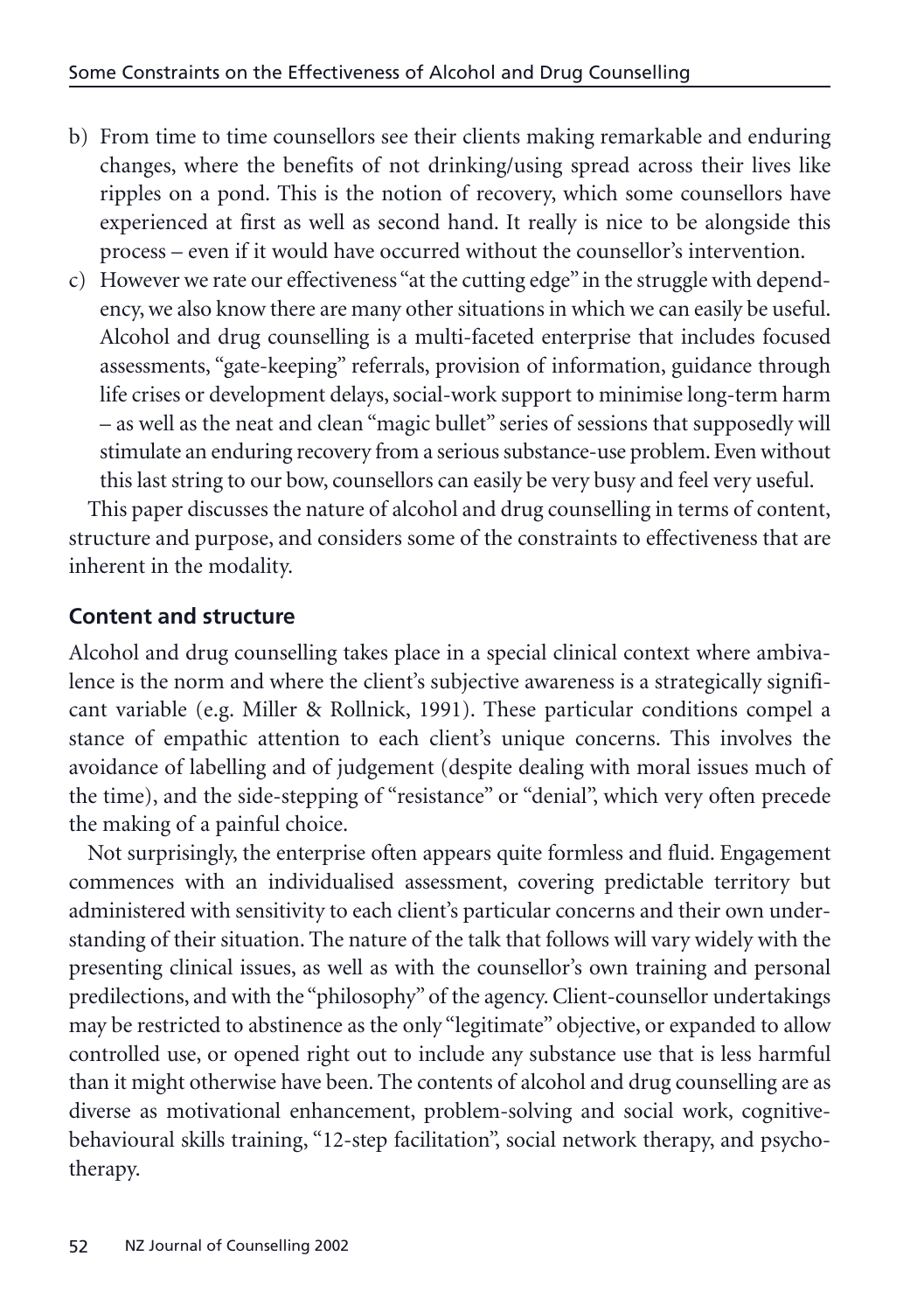b) From time to time counsellors see their clients making remarkable and enduring changes, where the benefits of not drinking/using spread across their lives like ripples on a pond. This is the notion of recovery, which some counsellors have experienced at first as well as second hand. It really is nice to be alongside this process – even if it would have occurred without the counsellor's intervention.

c) However we rate our effectiveness "at the cutting edge" in the struggle with dependency, we also know there are many other situations in which we can easily be useful. Alcohol and drug counselling is a multi-faceted enterprise that includes focused assessments, "gate-keeping" referrals, provision of information, guidance through life crises or development delays, social-work support to minimise long-term harm – as well as the neat and clean "magic bullet" series of sessions that supposedly will stimulate an enduring recovery from a serious substance-use problem. Even without this last string to our bow, counsellors can easily be very busy and feel very useful.

This paper discusses the nature of alcohol and drug counselling in terms of content, structure and purpose, and considers some of the constraints to effectiveness that are inherent in the modality.

## Content and structure

Alcohol and drug counselling takes place in a special clinical context where ambivalence is the norm and where the client's subjective awareness is a strategically significant variable (e.g. Miller & Rollnick, 1991). These particular conditions compel a stance of empathic attention to each client's unique concerns. This involves the avoidance of labelling and of judgement (despite dealing with moral issues much of the time), and the side-stepping of "resistance" or "denial", which very often precede the making of a painful choice.

Not surprisingly, the enterprise often appears quite formless and fluid. Engagement commences with an individualised assessment, covering predictable territory but administered with sensitivity to each client's particular concerns and their own understanding of their situation. The nature of the talk that follows will vary widely with the presenting clinical issues, as well as with the counsellor's own training and personal predilections, and with the "philosophy" of the agency. Client-counsellor undertakings may be restricted to abstinence as the only "legitimate" objective, or expanded to allow controlled use, or opened right out to include any substance use that is less harmful than it might otherwise have been. The contents of alcohol and drug counselling are as diverse as motivational enhancement, problem-solving and social work, cognitive-behavioural skills training, "12-step facilitation", social network therapy, and psychotherapy.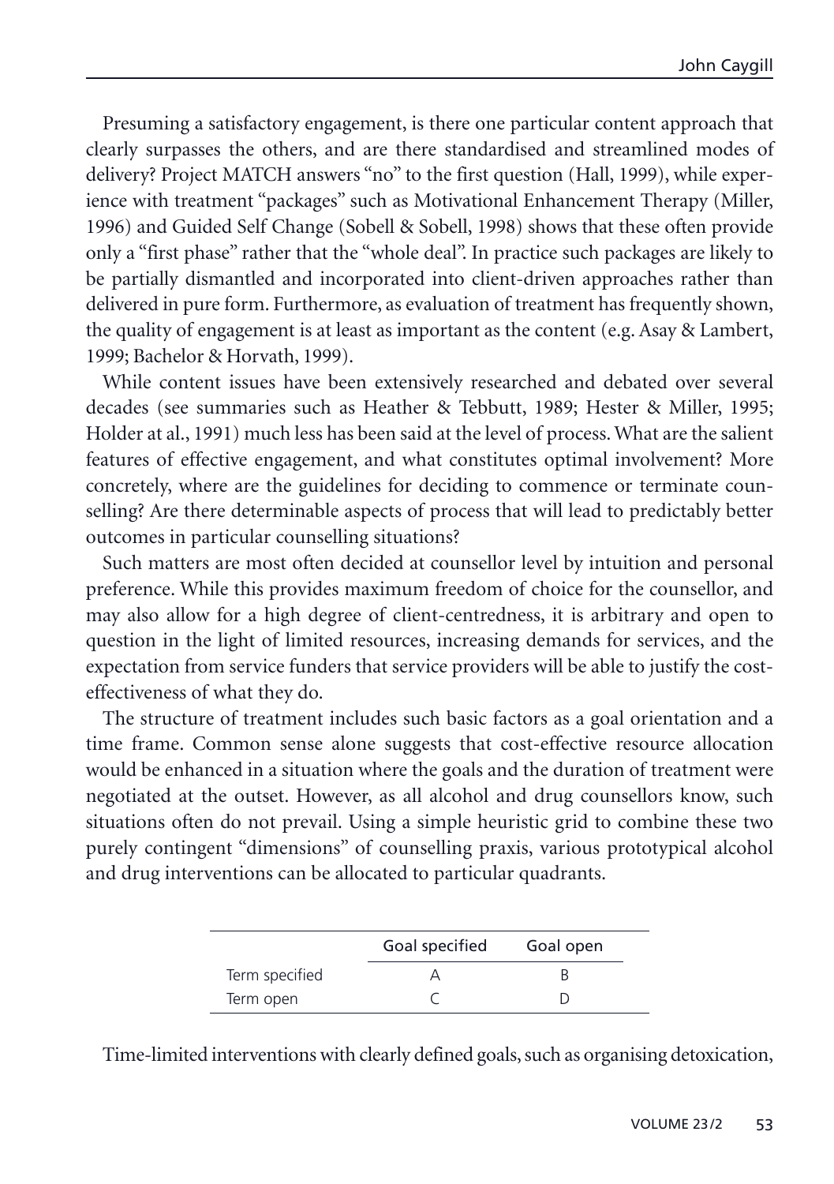Presuming a satisfactory engagement, is there one particular content approach that clearly surpasses the others, and are there standardised and streamlined modes of delivery? Project MATCH answers "no" to the first question (Hall, 1999), while experience with treatment "packages" such as Motivational Enhancement Therapy (Miller, 1996) and Guided Self Change (Sobell & Sobell, 1998) shows that these often provide only a "first phase" rather that the "whole deal". In practice such packages are likely to be partially dismantled and incorporated into client-driven approaches rather than delivered in pure form. Furthermore, as evaluation of treatment has frequently shown, the quality of engagement is at least as important as the content (e.g. Asay & Lambert, 1999; Bachelor & Horvath, 1999).

While content issues have been extensively researched and debated over several decades (see summaries such as Heather & Tebbutt, 1989; Hester & Miller, 1995; Holder at al., 1991) much less has been said at the level of process. What are the salient features of effective engagement, and what constitutes optimal involvement? More concretely, where are the guidelines for deciding to commence or terminate counselling? Are there determinable aspects of process that will lead to predictably better outcomes in particular counselling situations?

Such matters are most often decided at counsellor level by intuition and personal preference. While this provides maximum freedom of choice for the counsellor, and may also allow for a high degree of client-centredness, it is arbitrary and open to question in the light of limited resources, increasing demands for services, and the expectation from service funders that service providers will be able to justify the cost-effectiveness of what they do.

The structure of treatment includes such basic factors as a goal orientation and a time frame. Common sense alone suggests that cost-effective resource allocation would be enhanced in a situation where the goals and the duration of treatment were negotiated at the outset. However, as all alcohol and drug counsellors know, such situations often do not prevail. Using a simple heuristic grid to combine these two purely contingent "dimensions" of counselling praxis, various prototypical alcohol and drug interventions can be allocated to particular quadrants.

| | Goal specified | Goal open |
|---|---|---|
| Term specified | A | B |
| Term open | C | D |

Time-limited interventions with clearly defined goals, such as organising detoxication,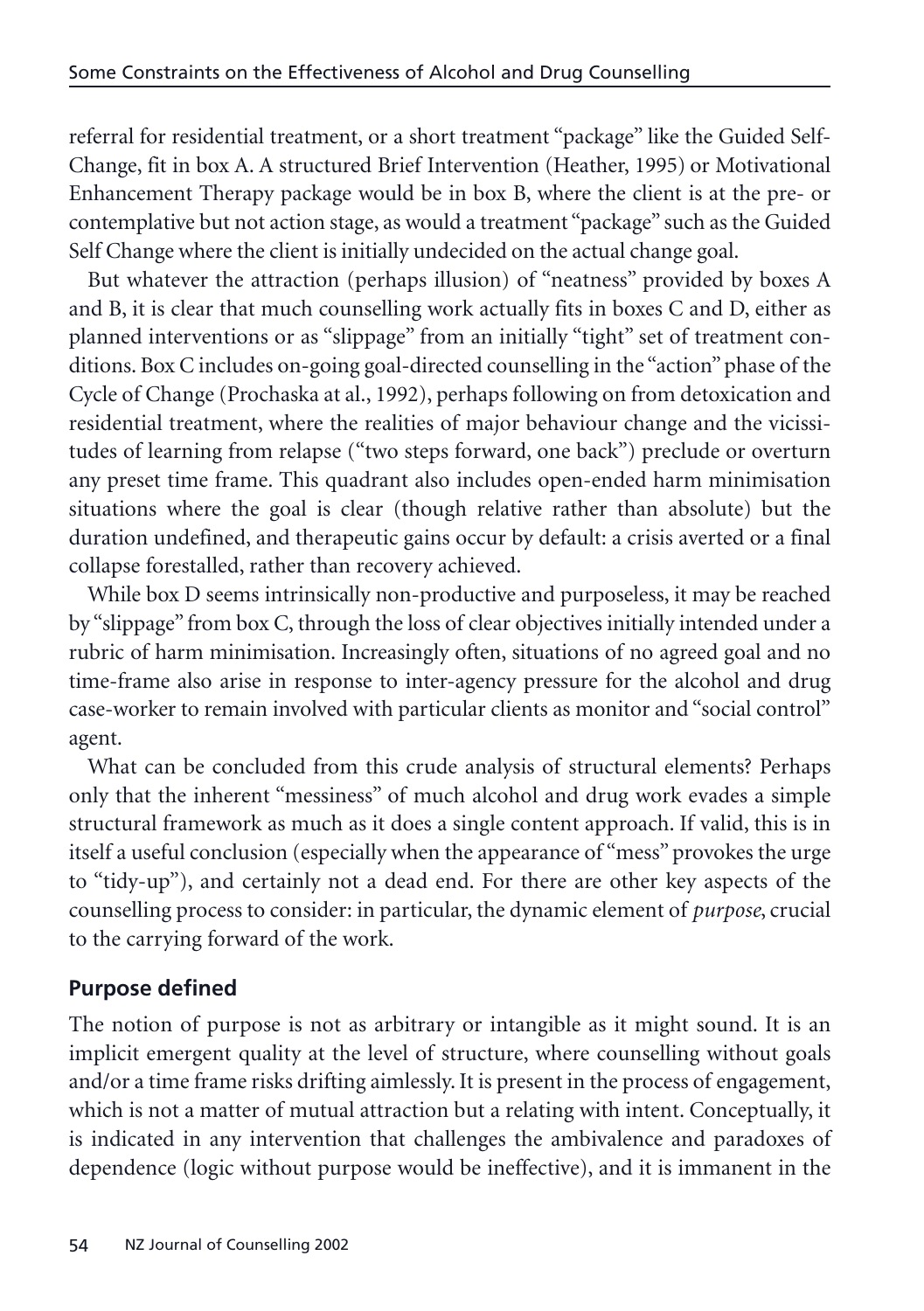referral for residential treatment, or a short treatment "package" like the Guided Self-Change, fit in box A. A structured Brief Intervention (Heather, 1995) or Motivational Enhancement Therapy package would be in box B, where the client is at the pre- or contemplative but not action stage, as would a treatment "package" such as the Guided Self Change where the client is initially undecided on the actual change goal.

But whatever the attraction (perhaps illusion) of "neatness" provided by boxes A and B, it is clear that much counselling work actually fits in boxes C and D, either as planned interventions or as "slippage" from an initially "tight" set of treatment conditions. Box C includes on-going goal-directed counselling in the "action" phase of the Cycle of Change (Prochaska at al., 1992), perhaps following on from detoxication and residential treatment, where the realities of major behaviour change and the vicissitudes of learning from relapse ("two steps forward, one back") preclude or overturn any preset time frame. This quadrant also includes open-ended harm minimisation situations where the goal is clear (though relative rather than absolute) but the duration undefined, and therapeutic gains occur by default: a crisis averted or a final collapse forestalled, rather than recovery achieved.

While box D seems intrinsically non-productive and purposeless, it may be reached by "slippage" from box C, through the loss of clear objectives initially intended under a rubric of harm minimisation. Increasingly often, situations of no agreed goal and no time-frame also arise in response to inter-agency pressure for the alcohol and drug case-worker to remain involved with particular clients as monitor and "social control" agent.

What can be concluded from this crude analysis of structural elements? Perhaps only that the inherent "messiness" of much alcohol and drug work evades a simple structural framework as much as it does a single content approach. If valid, this is in itself a useful conclusion (especially when the appearance of "mess" provokes the urge to "tidy-up"), and certainly not a dead end. For there are other key aspects of the counselling process to consider: in particular, the dynamic element of *purpose*, crucial to the carrying forward of the work.

## Purpose defined

The notion of purpose is not as arbitrary or intangible as it might sound. It is an implicit emergent quality at the level of structure, where counselling without goals and/or a time frame risks drifting aimlessly. It is present in the process of engagement, which is not a matter of mutual attraction but a relating with intent. Conceptually, it is indicated in any intervention that challenges the ambivalence and paradoxes of dependence (logic without purpose would be ineffective), and it is immanent in the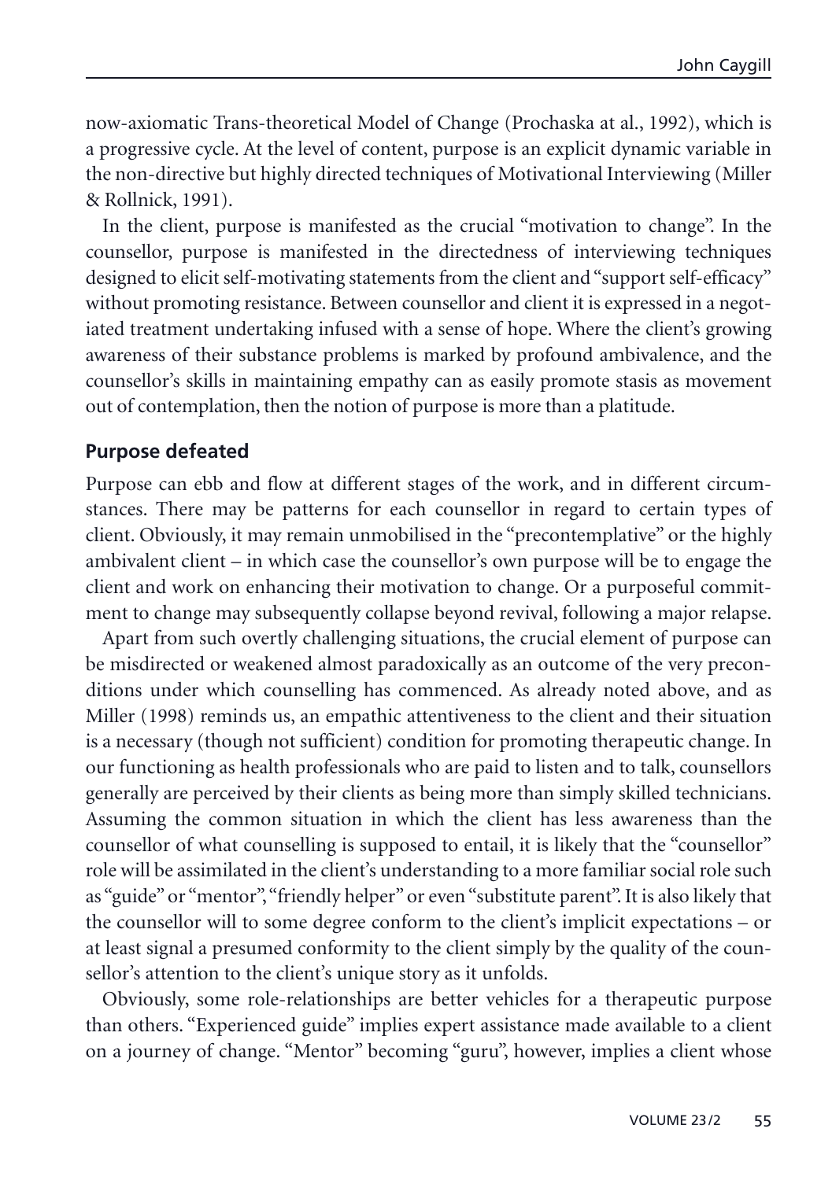now-axiomatic Trans-theoretical Model of Change (Prochaska at al., 1992), which is a progressive cycle. At the level of content, purpose is an explicit dynamic variable in the non-directive but highly directed techniques of Motivational Interviewing (Miller & Rollnick, 1991).

In the client, purpose is manifested as the crucial "motivation to change". In the counsellor, purpose is manifested in the directedness of interviewing techniques designed to elicit self-motivating statements from the client and "support self-efficacy" without promoting resistance. Between counsellor and client it is expressed in a negotiated treatment undertaking infused with a sense of hope. Where the client's growing awareness of their substance problems is marked by profound ambivalence, and the counsellor's skills in maintaining empathy can as easily promote stasis as movement out of contemplation, then the notion of purpose is more than a platitude.

## Purpose defeated

Purpose can ebb and flow at different stages of the work, and in different circumstances. There may be patterns for each counsellor in regard to certain types of client. Obviously, it may remain unmobilised in the "precontemplative" or the highly ambivalent client – in which case the counsellor's own purpose will be to engage the client and work on enhancing their motivation to change. Or a purposeful commitment to change may subsequently collapse beyond revival, following a major relapse.

Apart from such overtly challenging situations, the crucial element of purpose can be misdirected or weakened almost paradoxically as an outcome of the very preconditions under which counselling has commenced. As already noted above, and as Miller (1998) reminds us, an empathic attentiveness to the client and their situation is a necessary (though not sufficient) condition for promoting therapeutic change. In our functioning as health professionals who are paid to listen and to talk, counsellors generally are perceived by their clients as being more than simply skilled technicians. Assuming the common situation in which the client has less awareness than the counsellor of what counselling is supposed to entail, it is likely that the "counsellor" role will be assimilated in the client's understanding to a more familiar social role such as "guide" or "mentor", "friendly helper" or even "substitute parent". It is also likely that the counsellor will to some degree conform to the client's implicit expectations – or at least signal a presumed conformity to the client simply by the quality of the counsellor's attention to the client's unique story as it unfolds.

Obviously, some role-relationships are better vehicles for a therapeutic purpose than others. "Experienced guide" implies expert assistance made available to a client on a journey of change. "Mentor" becoming "guru", however, implies a client whose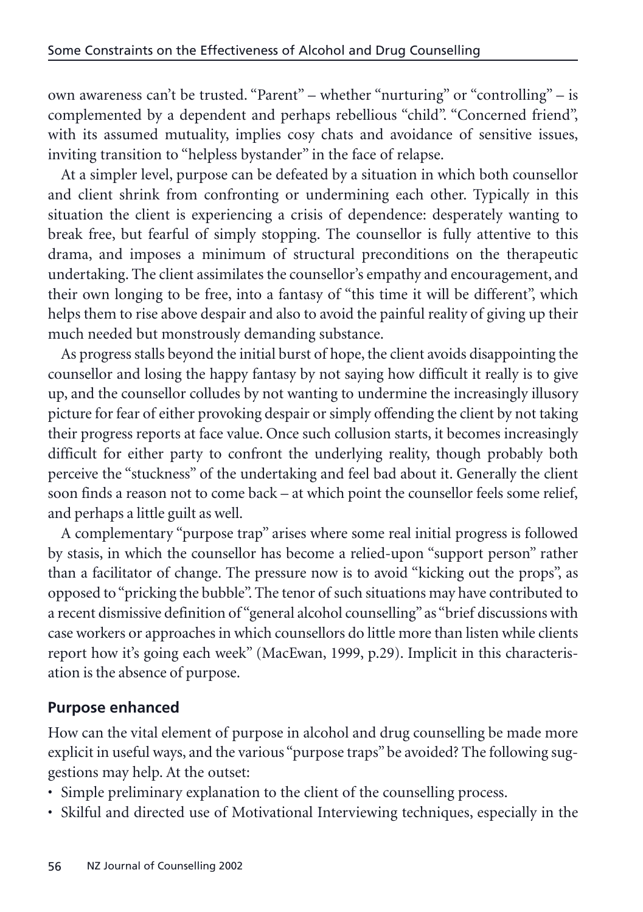own awareness can't be trusted. "Parent" – whether "nurturing" or "controlling" – is complemented by a dependent and perhaps rebellious "child". "Concerned friend", with its assumed mutuality, implies cosy chats and avoidance of sensitive issues, inviting transition to "helpless bystander" in the face of relapse.

At a simpler level, purpose can be defeated by a situation in which both counsellor and client shrink from confronting or undermining each other. Typically in this situation the client is experiencing a crisis of dependence: desperately wanting to break free, but fearful of simply stopping. The counsellor is fully attentive to this drama, and imposes a minimum of structural preconditions on the therapeutic undertaking. The client assimilates the counsellor's empathy and encouragement, and their own longing to be free, into a fantasy of "this time it will be different", which helps them to rise above despair and also to avoid the painful reality of giving up their much needed but monstrously demanding substance.

As progress stalls beyond the initial burst of hope, the client avoids disappointing the counsellor and losing the happy fantasy by not saying how difficult it really is to give up, and the counsellor colludes by not wanting to undermine the increasingly illusory picture for fear of either provoking despair or simply offending the client by not taking their progress reports at face value. Once such collusion starts, it becomes increasingly difficult for either party to confront the underlying reality, though probably both perceive the "stuckness" of the undertaking and feel bad about it. Generally the client soon finds a reason not to come back – at which point the counsellor feels some relief, and perhaps a little guilt as well.

A complementary "purpose trap" arises where some real initial progress is followed by stasis, in which the counsellor has become a relied-upon "support person" rather than a facilitator of change. The pressure now is to avoid "kicking out the props", as opposed to "pricking the bubble". The tenor of such situations may have contributed to a recent dismissive definition of "general alcohol counselling" as "brief discussions with case workers or approaches in which counsellors do little more than listen while clients report how it's going each week" (MacEwan, 1999, p.29). Implicit in this characterisation is the absence of purpose.

## Purpose enhanced

How can the vital element of purpose in alcohol and drug counselling be made more explicit in useful ways, and the various "purpose traps" be avoided? The following suggestions may help. At the outset:

- Simple preliminary explanation to the client of the counselling process.
- Skilful and directed use of Motivational Interviewing techniques, especially in the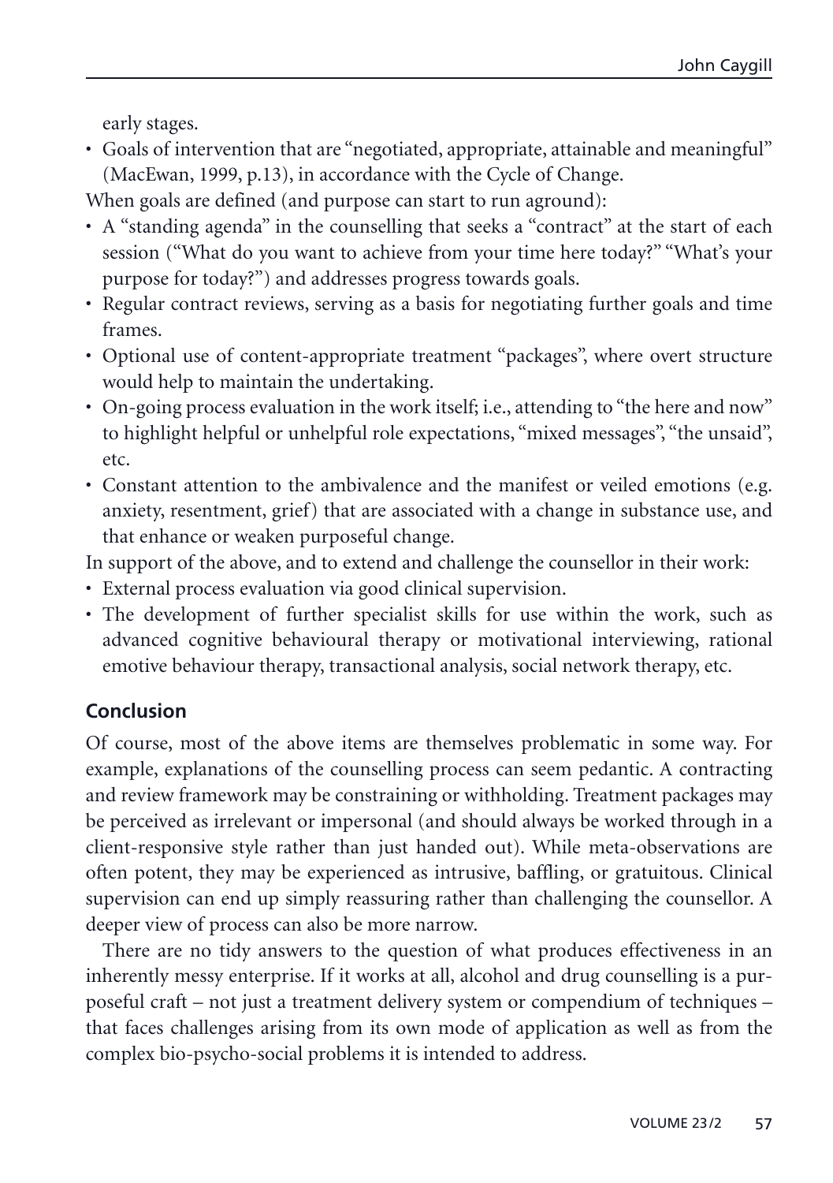early stages.

- Goals of intervention that are "negotiated, appropriate, attainable and meaningful" (MacEwan, 1999, p.13), in accordance with the Cycle of Change.

When goals are defined (and purpose can start to run aground):

- A "standing agenda" in the counselling that seeks a "contract" at the start of each session ("What do you want to achieve from your time here today?" "What's your purpose for today?") and addresses progress towards goals.
- Regular contract reviews, serving as a basis for negotiating further goals and time frames.
- Optional use of content-appropriate treatment "packages", where overt structure would help to maintain the undertaking.
- On-going process evaluation in the work itself; i.e., attending to "the here and now" to highlight helpful or unhelpful role expectations, "mixed messages", "the unsaid", etc.
- Constant attention to the ambivalence and the manifest or veiled emotions (e.g. anxiety, resentment, grief) that are associated with a change in substance use, and that enhance or weaken purposeful change.

In support of the above, and to extend and challenge the counsellor in their work:

- External process evaluation via good clinical supervision.
- The development of further specialist skills for use within the work, such as advanced cognitive behavioural therapy or motivational interviewing, rational emotive behaviour therapy, transactional analysis, social network therapy, etc.

## Conclusion

Of course, most of the above items are themselves problematic in some way. For example, explanations of the counselling process can seem pedantic. A contracting and review framework may be constraining or withholding. Treatment packages may be perceived as irrelevant or impersonal (and should always be worked through in a client-responsive style rather than just handed out). While meta-observations are often potent, they may be experienced as intrusive, baffling, or gratuitous. Clinical supervision can end up simply reassuring rather than challenging the counsellor. A deeper view of process can also be more narrow.

There are no tidy answers to the question of what produces effectiveness in an inherently messy enterprise. If it works at all, alcohol and drug counselling is a purposeful craft – not just a treatment delivery system or compendium of techniques – that faces challenges arising from its own mode of application as well as from the complex bio-psycho-social problems it is intended to address.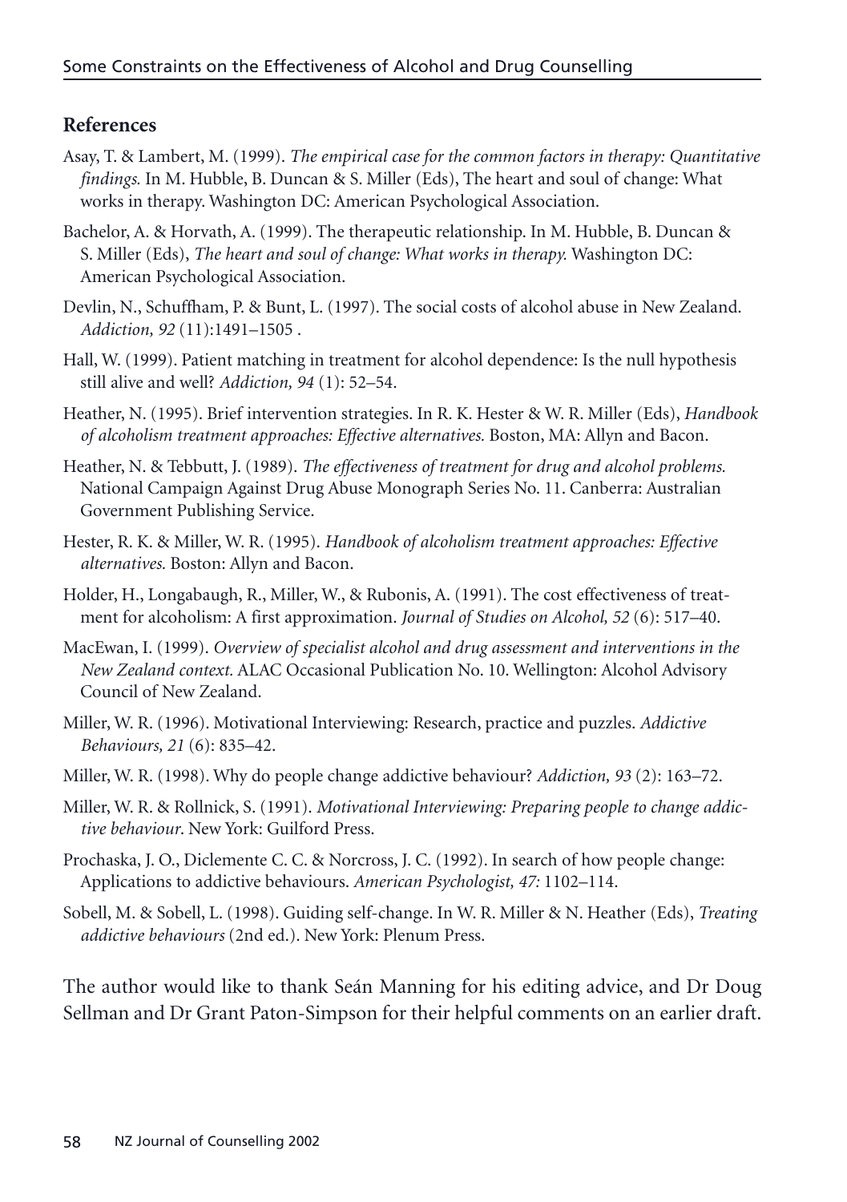## References

Asay, T. & Lambert, M. (1999). *The empirical case for the common factors in therapy: Quantitative findings.* In M. Hubble, B. Duncan & S. Miller (Eds), The heart and soul of change: What works in therapy. Washington DC: American Psychological Association.

Bachelor, A. & Horvath, A. (1999). The therapeutic relationship. In M. Hubble, B. Duncan & S. Miller (Eds), *The heart and soul of change: What works in therapy.* Washington DC: American Psychological Association.

Devlin, N., Schuffham, P. & Bunt, L. (1997). The social costs of alcohol abuse in New Zealand. *Addiction, 92* (11):1491–1505 .

Hall, W. (1999). Patient matching in treatment for alcohol dependence: Is the null hypothesis still alive and well? *Addiction, 94* (1): 52–54.

Heather, N. (1995). Brief intervention strategies. In R. K. Hester & W. R. Miller (Eds), *Handbook of alcoholism treatment approaches: Effective alternatives.* Boston, MA: Allyn and Bacon.

Heather, N. & Tebbutt, J. (1989). *The effectiveness of treatment for drug and alcohol problems.* National Campaign Against Drug Abuse Monograph Series No. 11. Canberra: Australian Government Publishing Service.

Hester, R. K. & Miller, W. R. (1995). *Handbook of alcoholism treatment approaches: Effective alternatives.* Boston: Allyn and Bacon.

Holder, H., Longabaugh, R., Miller, W., & Rubonis, A. (1991). The cost effectiveness of treatment for alcoholism: A first approximation. *Journal of Studies on Alcohol, 52* (6): 517–40.

MacEwan, I. (1999). *Overview of specialist alcohol and drug assessment and interventions in the New Zealand context.* ALAC Occasional Publication No. 10. Wellington: Alcohol Advisory Council of New Zealand.

Miller, W. R. (1996). Motivational Interviewing: Research, practice and puzzles. *Addictive Behaviours, 21* (6): 835–42.

Miller, W. R. (1998). Why do people change addictive behaviour? *Addiction, 93* (2): 163–72.

Miller, W. R. & Rollnick, S. (1991). *Motivational Interviewing: Preparing people to change addictive behaviour*. New York: Guilford Press.

Prochaska, J. O., Diclemente C. C. & Norcross, J. C. (1992). In search of how people change: Applications to addictive behaviours. *American Psychologist, 47:* 1102–114.

Sobell, M. & Sobell, L. (1998). Guiding self-change. In W. R. Miller & N. Heather (Eds), *Treating addictive behaviours* (2nd ed.). New York: Plenum Press.

The author would like to thank Seán Manning for his editing advice, and Dr Doug Sellman and Dr Grant Paton-Simpson for their helpful comments on an earlier draft.